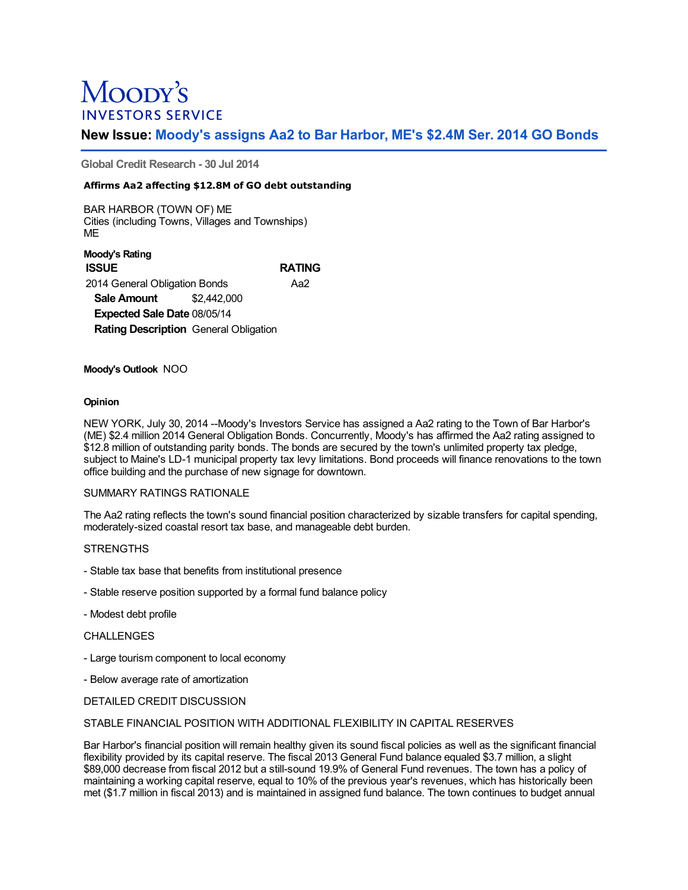# Moody's INVESTORS SERVICE

## New Issue: Moody's assigns Aa2 to Bar Harbor, ME's $2.4M Ser. 2014 GO Bonds

**Global Credit Research - 30 Jul 2014**

**Affirms Aa2 affecting $12.8M of GO debt outstanding**

BAR HARBOR (TOWN OF) ME
Cities (including Towns, Villages and Townships)
ME

**Moody's Rating**

| ISSUE | RATING |
|---|---|
| 2014 General Obligation Bonds | Aa2 |
| **Sale Amount** $2,442,000 | |
| **Expected Sale Date** 08/05/14 | |
| **Rating Description** General Obligation | |

**Moody's Outlook** NOO

**Opinion**

NEW YORK, July 30, 2014 --Moody's Investors Service has assigned a Aa2 rating to the Town of Bar Harbor's (ME) $2.4 million 2014 General Obligation Bonds. Concurrently, Moody's has affirmed the Aa2 rating assigned to $12.8 million of outstanding parity bonds. The bonds are secured by the town's unlimited property tax pledge, subject to Maine's LD-1 municipal property tax levy limitations. Bond proceeds will finance renovations to the town office building and the purchase of new signage for downtown.

SUMMARY RATINGS RATIONALE

The Aa2 rating reflects the town's sound financial position characterized by sizable transfers for capital spending, moderately-sized coastal resort tax base, and manageable debt burden.

STRENGTHS

- Stable tax base that benefits from institutional presence

- Stable reserve position supported by a formal fund balance policy

- Modest debt profile

CHALLENGES

- Large tourism component to local economy

- Below average rate of amortization

DETAILED CREDIT DISCUSSION

STABLE FINANCIAL POSITION WITH ADDITIONAL FLEXIBILITY IN CAPITAL RESERVES

Bar Harbor's financial position will remain healthy given its sound fiscal policies as well as the significant financial flexibility provided by its capital reserve. The fiscal 2013 General Fund balance equaled $3.7 million, a slight $89,000 decrease from fiscal 2012 but a still-sound 19.9% of General Fund revenues. The town has a policy of maintaining a working capital reserve, equal to 10% of the previous year's revenues, which has historically been met ($1.7 million in fiscal 2013) and is maintained in assigned fund balance. The town continues to budget annual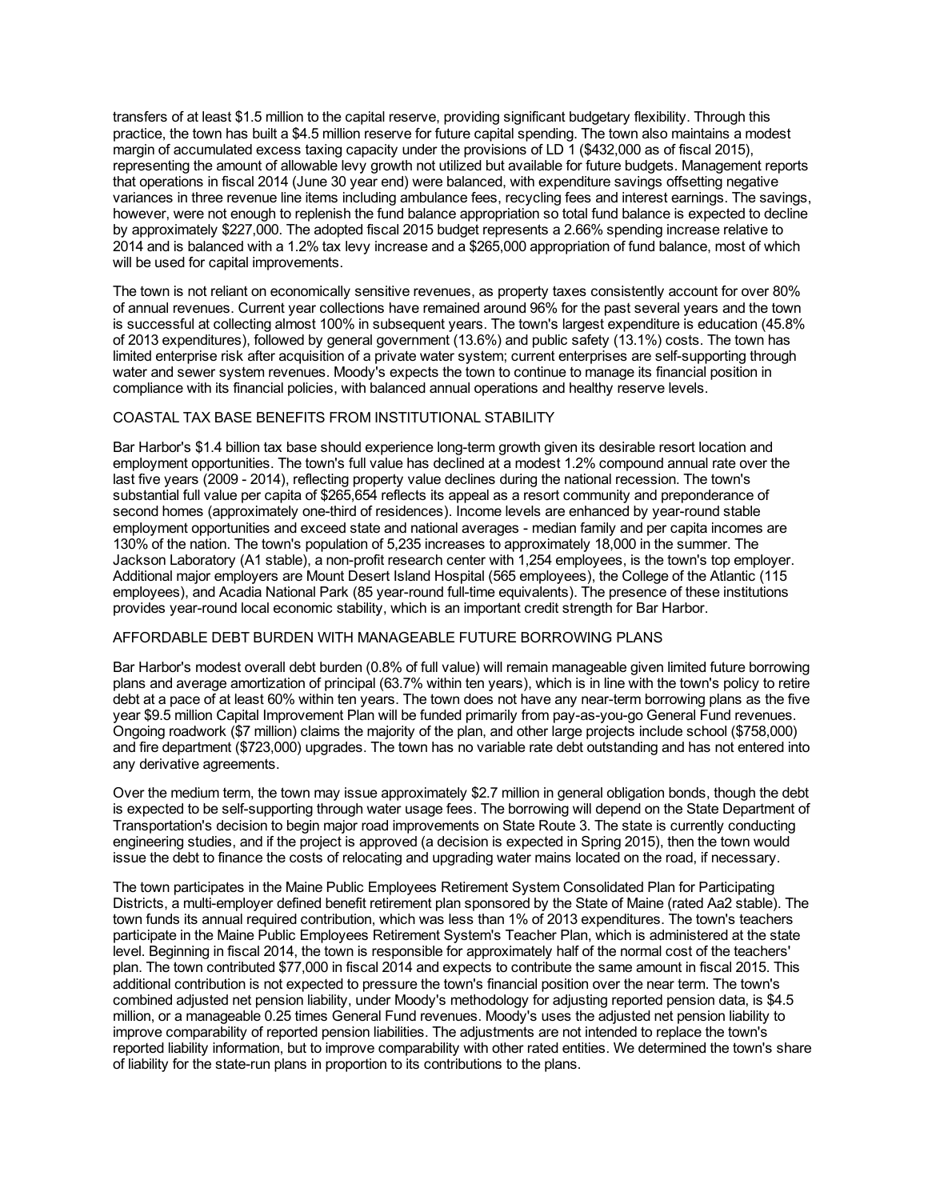transfers of at least $1.5 million to the capital reserve, providing significant budgetary flexibility. Through this practice, the town has built a $4.5 million reserve for future capital spending. The town also maintains a modest margin of accumulated excess taxing capacity under the provisions of LD 1 ($432,000 as of fiscal 2015), representing the amount of allowable levy growth not utilized but available for future budgets. Management reports that operations in fiscal 2014 (June 30 year end) were balanced, with expenditure savings offsetting negative variances in three revenue line items including ambulance fees, recycling fees and interest earnings. The savings, however, were not enough to replenish the fund balance appropriation so total fund balance is expected to decline by approximately $227,000. The adopted fiscal 2015 budget represents a 2.66% spending increase relative to 2014 and is balanced with a 1.2% tax levy increase and a $265,000 appropriation of fund balance, most of which will be used for capital improvements.

The town is not reliant on economically sensitive revenues, as property taxes consistently account for over 80% of annual revenues. Current year collections have remained around 96% for the past several years and the town is successful at collecting almost 100% in subsequent years. The town's largest expenditure is education (45.8% of 2013 expenditures), followed by general government (13.6%) and public safety (13.1%) costs. The town has limited enterprise risk after acquisition of a private water system; current enterprises are self-supporting through water and sewer system revenues. Moody's expects the town to continue to manage its financial position in compliance with its financial policies, with balanced annual operations and healthy reserve levels.

COASTAL TAX BASE BENEFITS FROM INSTITUTIONAL STABILITY

Bar Harbor's $1.4 billion tax base should experience long-term growth given its desirable resort location and employment opportunities. The town's full value has declined at a modest 1.2% compound annual rate over the last five years (2009 - 2014), reflecting property value declines during the national recession. The town's substantial full value per capita of $265,654 reflects its appeal as a resort community and preponderance of second homes (approximately one-third of residences). Income levels are enhanced by year-round stable employment opportunities and exceed state and national averages - median family and per capita incomes are 130% of the nation. The town's population of 5,235 increases to approximately 18,000 in the summer. The Jackson Laboratory (A1 stable), a non-profit research center with 1,254 employees, is the town's top employer. Additional major employers are Mount Desert Island Hospital (565 employees), the College of the Atlantic (115 employees), and Acadia National Park (85 year-round full-time equivalents). The presence of these institutions provides year-round local economic stability, which is an important credit strength for Bar Harbor.

AFFORDABLE DEBT BURDEN WITH MANAGEABLE FUTURE BORROWING PLANS

Bar Harbor's modest overall debt burden (0.8% of full value) will remain manageable given limited future borrowing plans and average amortization of principal (63.7% within ten years), which is in line with the town's policy to retire debt at a pace of at least 60% within ten years. The town does not have any near-term borrowing plans as the five year $9.5 million Capital Improvement Plan will be funded primarily from pay-as-you-go General Fund revenues. Ongoing roadwork ($7 million) claims the majority of the plan, and other large projects include school ($758,000) and fire department ($723,000) upgrades. The town has no variable rate debt outstanding and has not entered into any derivative agreements.

Over the medium term, the town may issue approximately $2.7 million in general obligation bonds, though the debt is expected to be self-supporting through water usage fees. The borrowing will depend on the State Department of Transportation's decision to begin major road improvements on State Route 3. The state is currently conducting engineering studies, and if the project is approved (a decision is expected in Spring 2015), then the town would issue the debt to finance the costs of relocating and upgrading water mains located on the road, if necessary.

The town participates in the Maine Public Employees Retirement System Consolidated Plan for Participating Districts, a multi-employer defined benefit retirement plan sponsored by the State of Maine (rated Aa2 stable). The town funds its annual required contribution, which was less than 1% of 2013 expenditures. The town's teachers participate in the Maine Public Employees Retirement System's Teacher Plan, which is administered at the state level. Beginning in fiscal 2014, the town is responsible for approximately half of the normal cost of the teachers' plan. The town contributed $77,000 in fiscal 2014 and expects to contribute the same amount in fiscal 2015. This additional contribution is not expected to pressure the town's financial position over the near term. The town's combined adjusted net pension liability, under Moody's methodology for adjusting reported pension data, is $4.5 million, or a manageable 0.25 times General Fund revenues. Moody's uses the adjusted net pension liability to improve comparability of reported pension liabilities. The adjustments are not intended to replace the town's reported liability information, but to improve comparability with other rated entities. We determined the town's share of liability for the state-run plans in proportion to its contributions to the plans.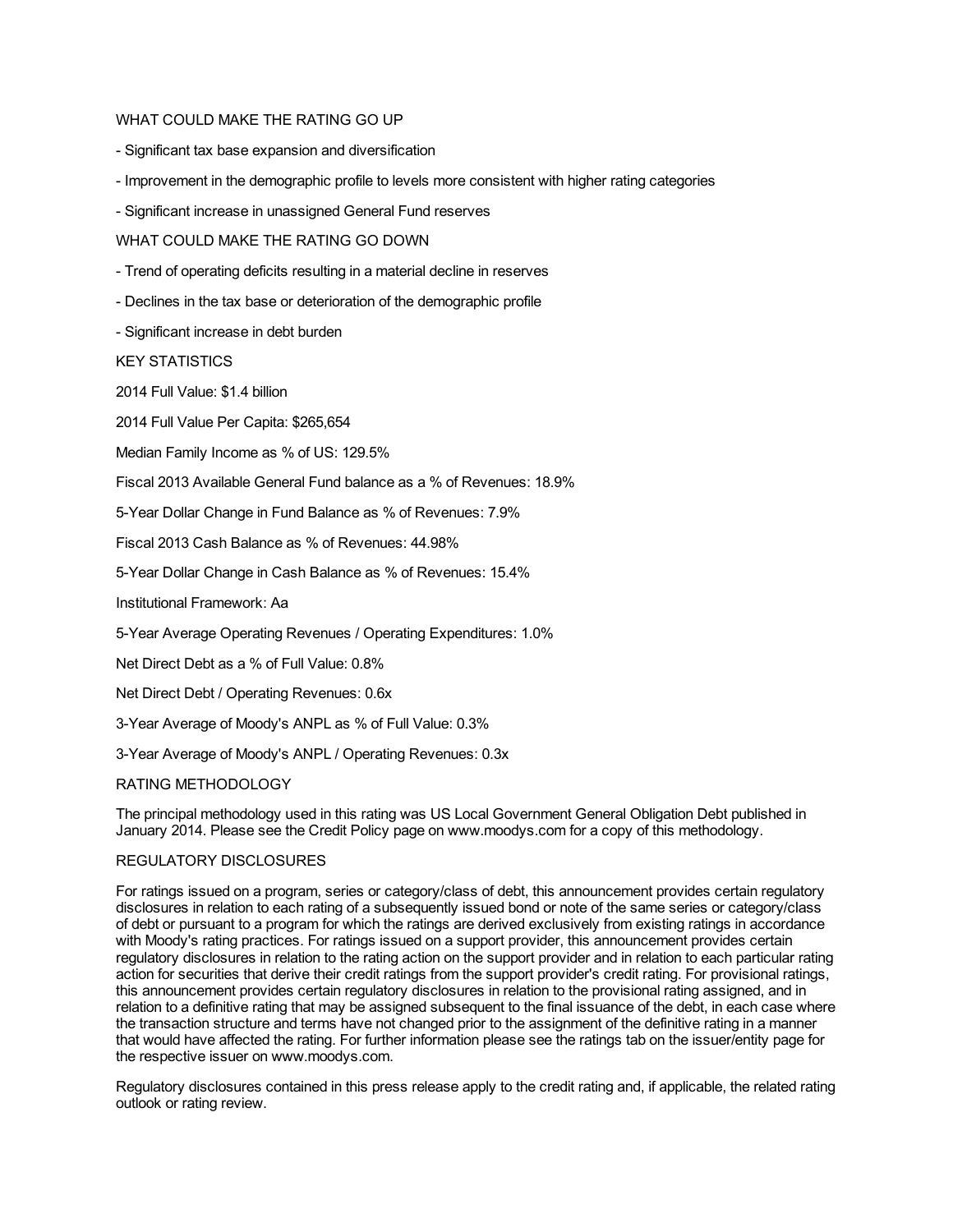## WHAT COULD MAKE THE RATING GO UP

- Significant tax base expansion and diversification
- Improvement in the demographic profile to levels more consistent with higher rating categories
- Significant increase in unassigned General Fund reserves

## WHAT COULD MAKE THE RATING GO DOWN

- Trend of operating deficits resulting in a material decline in reserves
- Declines in the tax base or deterioration of the demographic profile
- Significant increase in debt burden

## KEY STATISTICS

2014 Full Value: $1.4 billion

2014 Full Value Per Capita: $265,654

Median Family Income as % of US: 129.5%

Fiscal 2013 Available General Fund balance as a % of Revenues: 18.9%

5-Year Dollar Change in Fund Balance as % of Revenues: 7.9%

Fiscal 2013 Cash Balance as % of Revenues: 44.98%

5-Year Dollar Change in Cash Balance as % of Revenues: 15.4%

Institutional Framework: Aa

5-Year Average Operating Revenues / Operating Expenditures: 1.0%

Net Direct Debt as a % of Full Value: 0.8%

Net Direct Debt / Operating Revenues: 0.6x

3-Year Average of Moody's ANPL as % of Full Value: 0.3%

3-Year Average of Moody's ANPL / Operating Revenues: 0.3x

## RATING METHODOLOGY

The principal methodology used in this rating was US Local Government General Obligation Debt published in January 2014. Please see the Credit Policy page on www.moodys.com for a copy of this methodology.

## REGULATORY DISCLOSURES

For ratings issued on a program, series or category/class of debt, this announcement provides certain regulatory disclosures in relation to each rating of a subsequently issued bond or note of the same series or category/class of debt or pursuant to a program for which the ratings are derived exclusively from existing ratings in accordance with Moody's rating practices. For ratings issued on a support provider, this announcement provides certain regulatory disclosures in relation to the rating action on the support provider and in relation to each particular rating action for securities that derive their credit ratings from the support provider's credit rating. For provisional ratings, this announcement provides certain regulatory disclosures in relation to the provisional rating assigned, and in relation to a definitive rating that may be assigned subsequent to the final issuance of the debt, in each case where the transaction structure and terms have not changed prior to the assignment of the definitive rating in a manner that would have affected the rating. For further information please see the ratings tab on the issuer/entity page for the respective issuer on www.moodys.com.

Regulatory disclosures contained in this press release apply to the credit rating and, if applicable, the related rating outlook or rating review.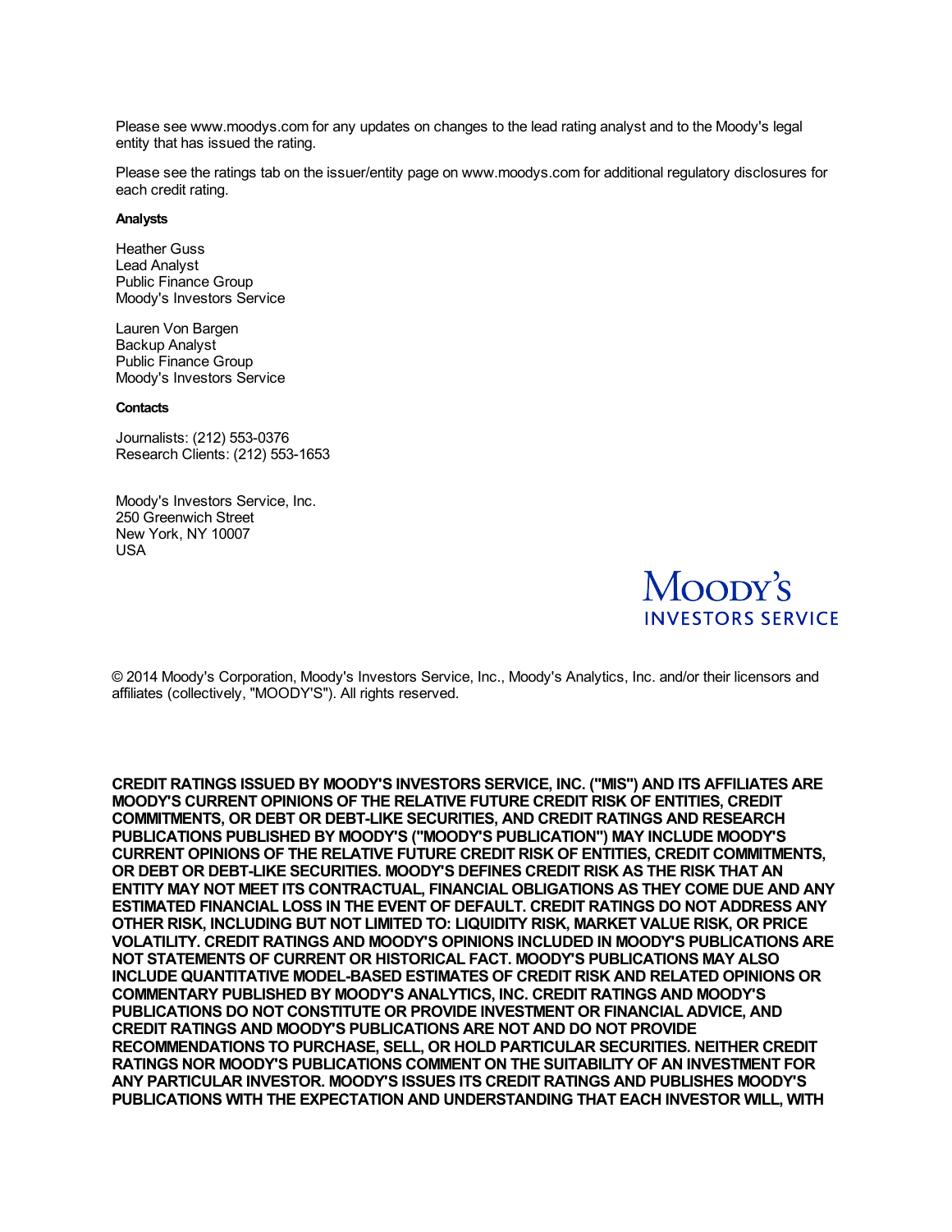Please see www.moodys.com for any updates on changes to the lead rating analyst and to the Moody's legal entity that has issued the rating.

Please see the ratings tab on the issuer/entity page on www.moodys.com for additional regulatory disclosures for each credit rating.

**Analysts**

Heather Guss
Lead Analyst
Public Finance Group
Moody's Investors Service

Lauren Von Bargen
Backup Analyst
Public Finance Group
Moody's Investors Service

**Contacts**

Journalists: (212) 553-0376
Research Clients: (212) 553-1653

Moody's Investors Service, Inc.
250 Greenwich Street
New York, NY 10007
USA

MOODY'S
INVESTORS SERVICE

© 2014 Moody's Corporation, Moody's Investors Service, Inc., Moody's Analytics, Inc. and/or their licensors and affiliates (collectively, "MOODY'S"). All rights reserved.

**CREDIT RATINGS ISSUED BY MOODY'S INVESTORS SERVICE, INC. ("MIS") AND ITS AFFILIATES ARE MOODY'S CURRENT OPINIONS OF THE RELATIVE FUTURE CREDIT RISK OF ENTITIES, CREDIT COMMITMENTS, OR DEBT OR DEBT-LIKE SECURITIES, AND CREDIT RATINGS AND RESEARCH PUBLICATIONS PUBLISHED BY MOODY'S ("MOODY'S PUBLICATION") MAY INCLUDE MOODY'S CURRENT OPINIONS OF THE RELATIVE FUTURE CREDIT RISK OF ENTITIES, CREDIT COMMITMENTS, OR DEBT OR DEBT-LIKE SECURITIES. MOODY'S DEFINES CREDIT RISK AS THE RISK THAT AN ENTITY MAY NOT MEET ITS CONTRACTUAL, FINANCIAL OBLIGATIONS AS THEY COME DUE AND ANY ESTIMATED FINANCIAL LOSS IN THE EVENT OF DEFAULT. CREDIT RATINGS DO NOT ADDRESS ANY OTHER RISK, INCLUDING BUT NOT LIMITED TO: LIQUIDITY RISK, MARKET VALUE RISK, OR PRICE VOLATILITY. CREDIT RATINGS AND MOODY'S OPINIONS INCLUDED IN MOODY'S PUBLICATIONS ARE NOT STATEMENTS OF CURRENT OR HISTORICAL FACT. MOODY'S PUBLICATIONS MAY ALSO INCLUDE QUANTITATIVE MODEL-BASED ESTIMATES OF CREDIT RISK AND RELATED OPINIONS OR COMMENTARY PUBLISHED BY MOODY'S ANALYTICS, INC. CREDIT RATINGS AND MOODY'S PUBLICATIONS DO NOT CONSTITUTE OR PROVIDE INVESTMENT OR FINANCIAL ADVICE, AND CREDIT RATINGS AND MOODY'S PUBLICATIONS ARE NOT AND DO NOT PROVIDE RECOMMENDATIONS TO PURCHASE, SELL, OR HOLD PARTICULAR SECURITIES. NEITHER CREDIT RATINGS NOR MOODY'S PUBLICATIONS COMMENT ON THE SUITABILITY OF AN INVESTMENT FOR ANY PARTICULAR INVESTOR. MOODY'S ISSUES ITS CREDIT RATINGS AND PUBLISHES MOODY'S PUBLICATIONS WITH THE EXPECTATION AND UNDERSTANDING THAT EACH INVESTOR WILL, WITH**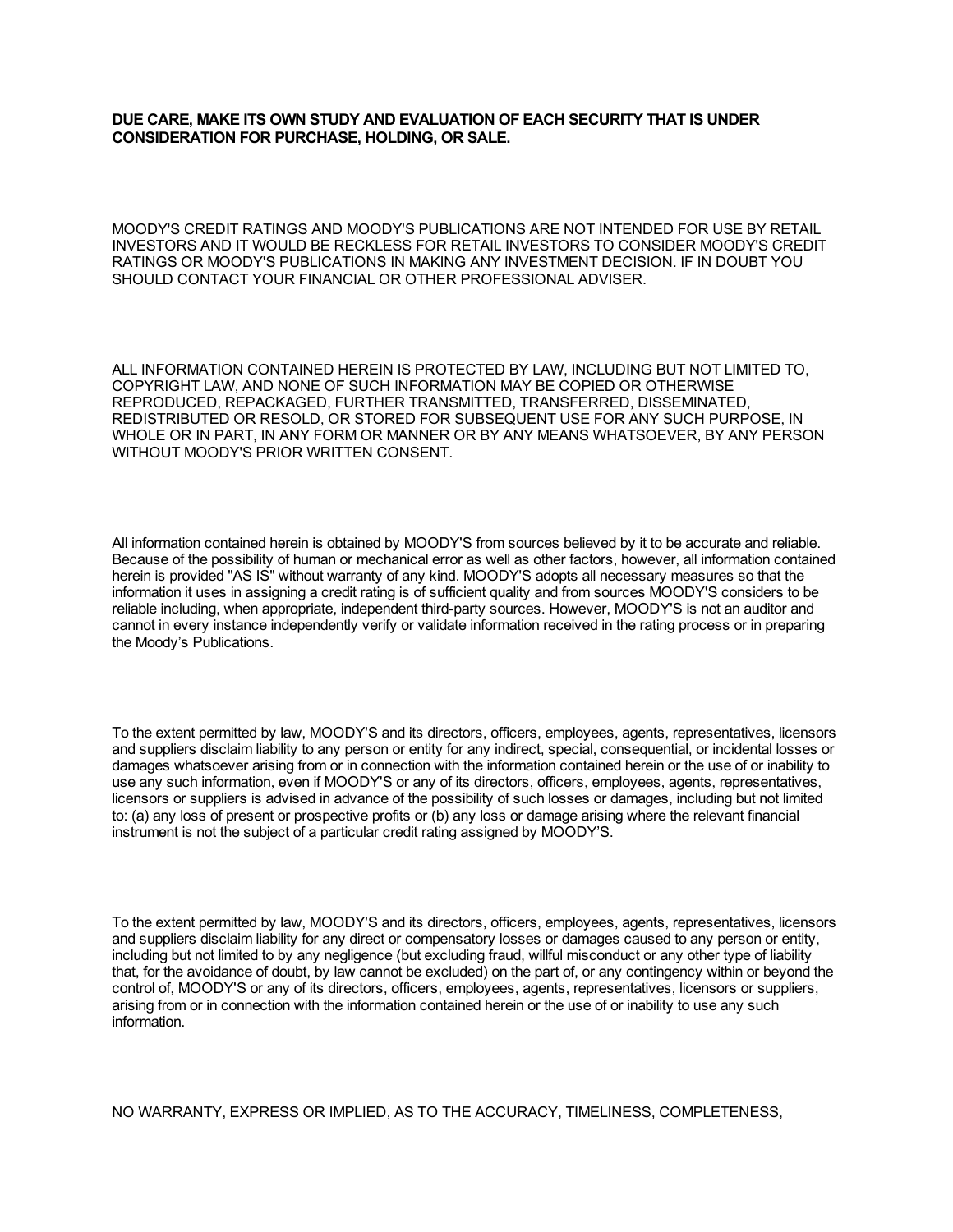**DUE CARE, MAKE ITS OWN STUDY AND EVALUATION OF EACH SECURITY THAT IS UNDER CONSIDERATION FOR PURCHASE, HOLDING, OR SALE.**

MOODY'S CREDIT RATINGS AND MOODY'S PUBLICATIONS ARE NOT INTENDED FOR USE BY RETAIL INVESTORS AND IT WOULD BE RECKLESS FOR RETAIL INVESTORS TO CONSIDER MOODY'S CREDIT RATINGS OR MOODY'S PUBLICATIONS IN MAKING ANY INVESTMENT DECISION. IF IN DOUBT YOU SHOULD CONTACT YOUR FINANCIAL OR OTHER PROFESSIONAL ADVISER.

ALL INFORMATION CONTAINED HEREIN IS PROTECTED BY LAW, INCLUDING BUT NOT LIMITED TO, COPYRIGHT LAW, AND NONE OF SUCH INFORMATION MAY BE COPIED OR OTHERWISE REPRODUCED, REPACKAGED, FURTHER TRANSMITTED, TRANSFERRED, DISSEMINATED, REDISTRIBUTED OR RESOLD, OR STORED FOR SUBSEQUENT USE FOR ANY SUCH PURPOSE, IN WHOLE OR IN PART, IN ANY FORM OR MANNER OR BY ANY MEANS WHATSOEVER, BY ANY PERSON WITHOUT MOODY'S PRIOR WRITTEN CONSENT.

All information contained herein is obtained by MOODY'S from sources believed by it to be accurate and reliable. Because of the possibility of human or mechanical error as well as other factors, however, all information contained herein is provided "AS IS" without warranty of any kind. MOODY'S adopts all necessary measures so that the information it uses in assigning a credit rating is of sufficient quality and from sources MOODY'S considers to be reliable including, when appropriate, independent third-party sources. However, MOODY'S is not an auditor and cannot in every instance independently verify or validate information received in the rating process or in preparing the Moody's Publications.

To the extent permitted by law, MOODY'S and its directors, officers, employees, agents, representatives, licensors and suppliers disclaim liability to any person or entity for any indirect, special, consequential, or incidental losses or damages whatsoever arising from or in connection with the information contained herein or the use of or inability to use any such information, even if MOODY'S or any of its directors, officers, employees, agents, representatives, licensors or suppliers is advised in advance of the possibility of such losses or damages, including but not limited to: (a) any loss of present or prospective profits or (b) any loss or damage arising where the relevant financial instrument is not the subject of a particular credit rating assigned by MOODY'S.

To the extent permitted by law, MOODY'S and its directors, officers, employees, agents, representatives, licensors and suppliers disclaim liability for any direct or compensatory losses or damages caused to any person or entity, including but not limited to by any negligence (but excluding fraud, willful misconduct or any other type of liability that, for the avoidance of doubt, by law cannot be excluded) on the part of, or any contingency within or beyond the control of, MOODY'S or any of its directors, officers, employees, agents, representatives, licensors or suppliers, arising from or in connection with the information contained herein or the use of or inability to use any such information.

NO WARRANTY, EXPRESS OR IMPLIED, AS TO THE ACCURACY, TIMELINESS, COMPLETENESS,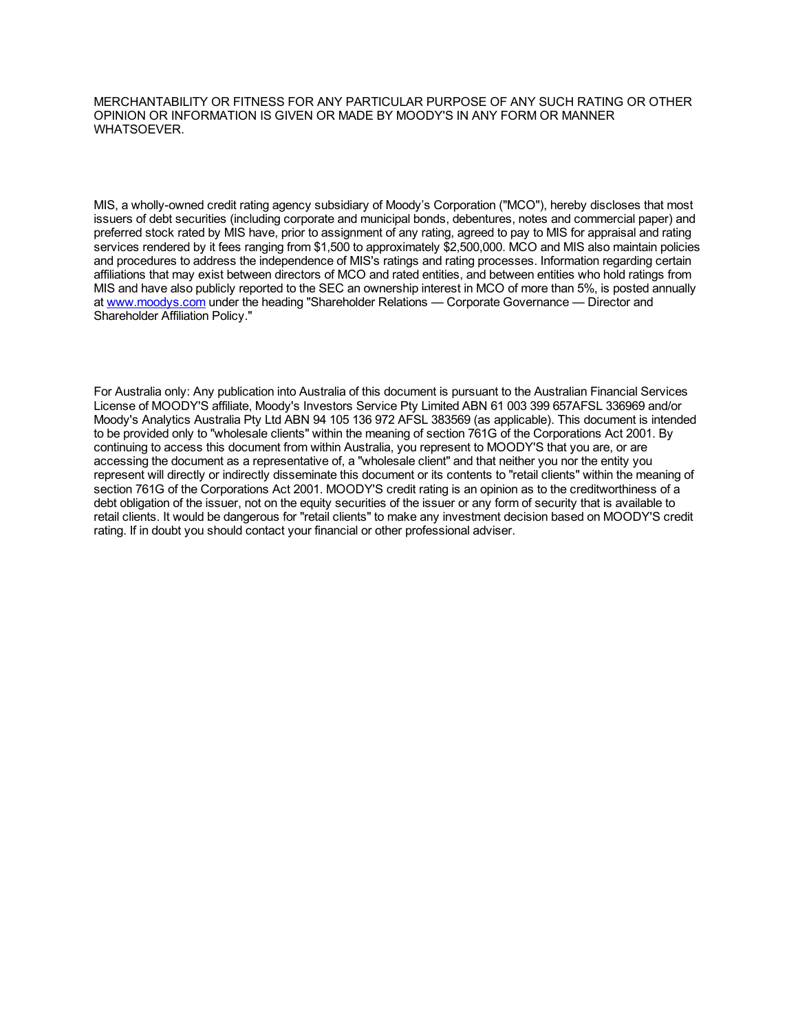MERCHANTABILITY OR FITNESS FOR ANY PARTICULAR PURPOSE OF ANY SUCH RATING OR OTHER OPINION OR INFORMATION IS GIVEN OR MADE BY MOODY'S IN ANY FORM OR MANNER WHATSOEVER.

MIS, a wholly-owned credit rating agency subsidiary of Moody's Corporation ("MCO"), hereby discloses that most issuers of debt securities (including corporate and municipal bonds, debentures, notes and commercial paper) and preferred stock rated by MIS have, prior to assignment of any rating, agreed to pay to MIS for appraisal and rating services rendered by it fees ranging from $1,500 to approximately $2,500,000. MCO and MIS also maintain policies and procedures to address the independence of MIS's ratings and rating processes. Information regarding certain affiliations that may exist between directors of MCO and rated entities, and between entities who hold ratings from MIS and have also publicly reported to the SEC an ownership interest in MCO of more than 5%, is posted annually at [www.moodys.com](http://www.moodys.com) under the heading "Shareholder Relations — Corporate Governance — Director and Shareholder Affiliation Policy."

For Australia only: Any publication into Australia of this document is pursuant to the Australian Financial Services License of MOODY'S affiliate, Moody's Investors Service Pty Limited ABN 61 003 399 657AFSL 336969 and/or Moody's Analytics Australia Pty Ltd ABN 94 105 136 972 AFSL 383569 (as applicable). This document is intended to be provided only to "wholesale clients" within the meaning of section 761G of the Corporations Act 2001. By continuing to access this document from within Australia, you represent to MOODY'S that you are, or are accessing the document as a representative of, a "wholesale client" and that neither you nor the entity you represent will directly or indirectly disseminate this document or its contents to "retail clients" within the meaning of section 761G of the Corporations Act 2001. MOODY'S credit rating is an opinion as to the creditworthiness of a debt obligation of the issuer, not on the equity securities of the issuer or any form of security that is available to retail clients. It would be dangerous for "retail clients" to make any investment decision based on MOODY'S credit rating. If in doubt you should contact your financial or other professional adviser.